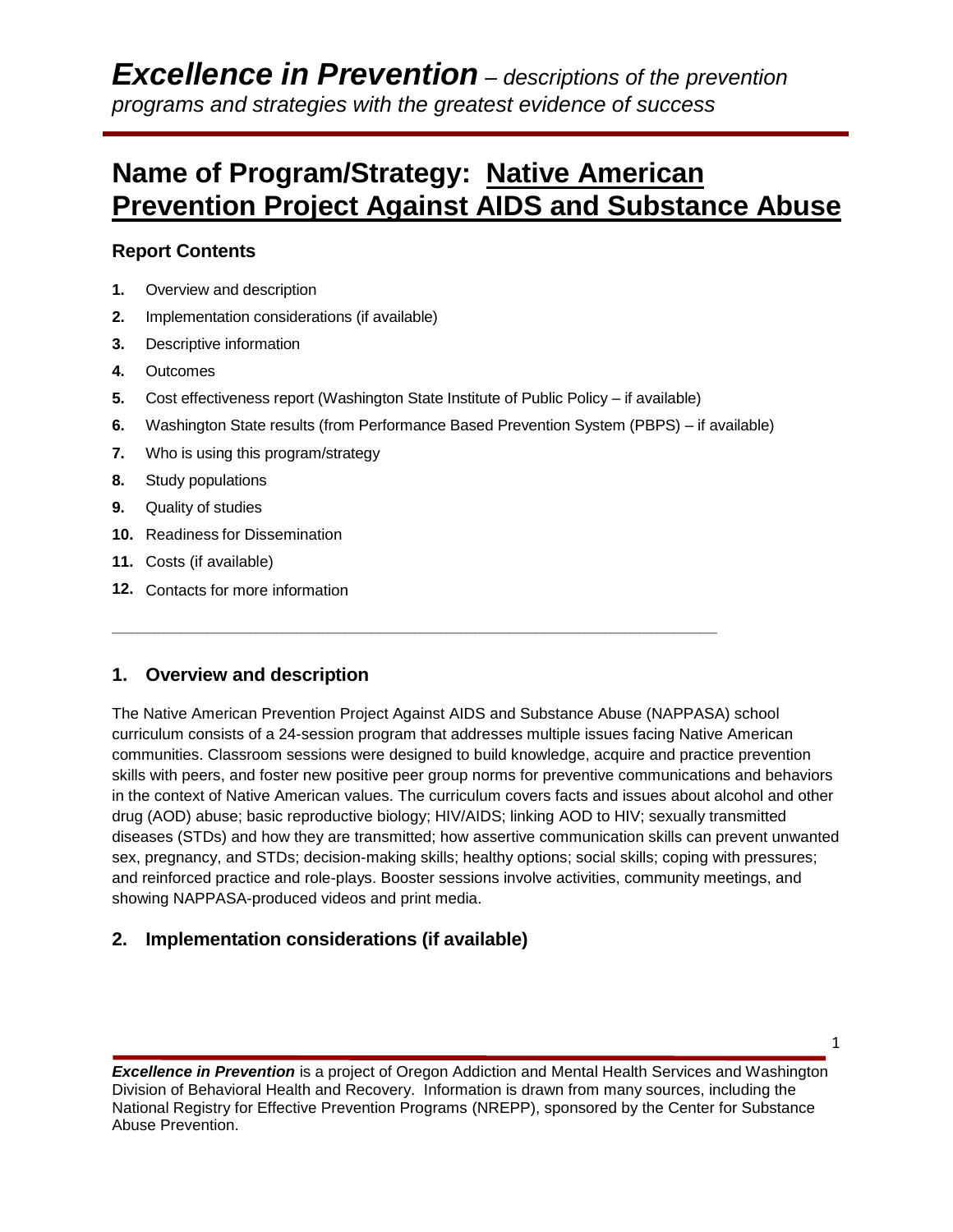# *Excellence in Prevention* – *descriptions of the prevention programs and strategies with the greatest evidence of success*

# Name of Program/Strategy: Native American Prevention Project Against AIDS and Substance Abuse

### Report Contents

1. Overview and description
2. Implementation considerations (if available)
3. Descriptive information
4. Outcomes
5. Cost effectiveness report (Washington State Institute of Public Policy – if available)
6. Washington State results (from Performance Based Prevention System (PBPS) – if available)
7. Who is using this program/strategy
8. Study populations
9. Quality of studies
10. Readiness for Dissemination
11. Costs (if available)
12. Contacts for more information

---

## 1. Overview and description

The Native American Prevention Project Against AIDS and Substance Abuse (NAPPASA) school curriculum consists of a 24-session program that addresses multiple issues facing Native American communities. Classroom sessions were designed to build knowledge, acquire and practice prevention skills with peers, and foster new positive peer group norms for preventive communications and behaviors in the context of Native American values. The curriculum covers facts and issues about alcohol and other drug (AOD) abuse; basic reproductive biology; HIV/AIDS; linking AOD to HIV; sexually transmitted diseases (STDs) and how they are transmitted; how assertive communication skills can prevent unwanted sex, pregnancy, and STDs; decision-making skills; healthy options; social skills; coping with pressures; and reinforced practice and role-plays. Booster sessions involve activities, community meetings, and showing NAPPASA-produced videos and print media.

## 2. Implementation considerations (if available)

***Excellence in Prevention*** is a project of Oregon Addiction and Mental Health Services and Washington Division of Behavioral Health and Recovery. Information is drawn from many sources, including the National Registry for Effective Prevention Programs (NREPP), sponsored by the Center for Substance Abuse Prevention.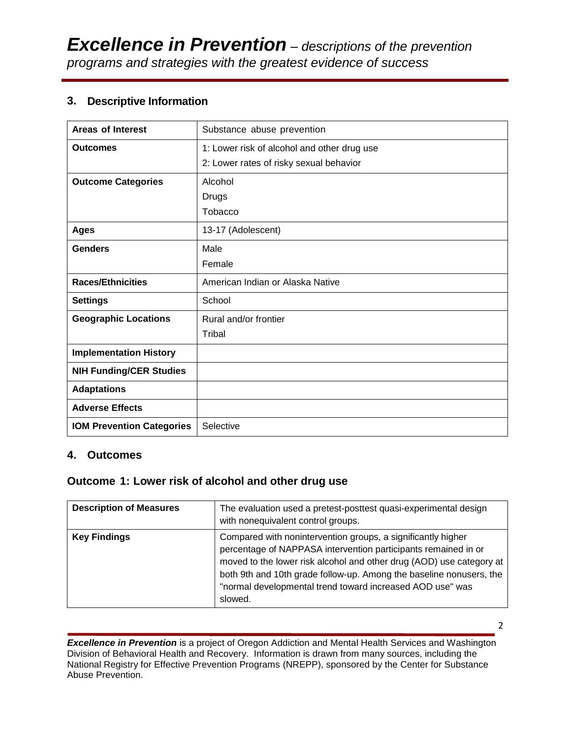## 3. Descriptive Information

| | |
|---|---|
| **Areas of Interest** | Substance abuse prevention |
| **Outcomes** | 1: Lower risk of alcohol and other drug use<br>2: Lower rates of risky sexual behavior |
| **Outcome Categories** | Alcohol<br>Drugs<br>Tobacco |
| **Ages** | 13-17 (Adolescent) |
| **Genders** | Male<br>Female |
| **Races/Ethnicities** | American Indian or Alaska Native |
| **Settings** | School |
| **Geographic Locations** | Rural and/or frontier<br>Tribal |
| **Implementation History** | |
| **NIH Funding/CER Studies** | |
| **Adaptations** | |
| **Adverse Effects** | |
| **IOM Prevention Categories** | Selective |

## 4. Outcomes

### Outcome 1: Lower risk of alcohol and other drug use

| | |
|---|---|
| **Description of Measures** | The evaluation used a pretest-posttest quasi-experimental design with nonequivalent control groups. |
| **Key Findings** | Compared with nonintervention groups, a significantly higher percentage of NAPPASA intervention participants remained in or moved to the lower risk alcohol and other drug (AOD) use category at both 9th and 10th grade follow-up. Among the baseline nonusers, the "normal developmental trend toward increased AOD use" was slowed. |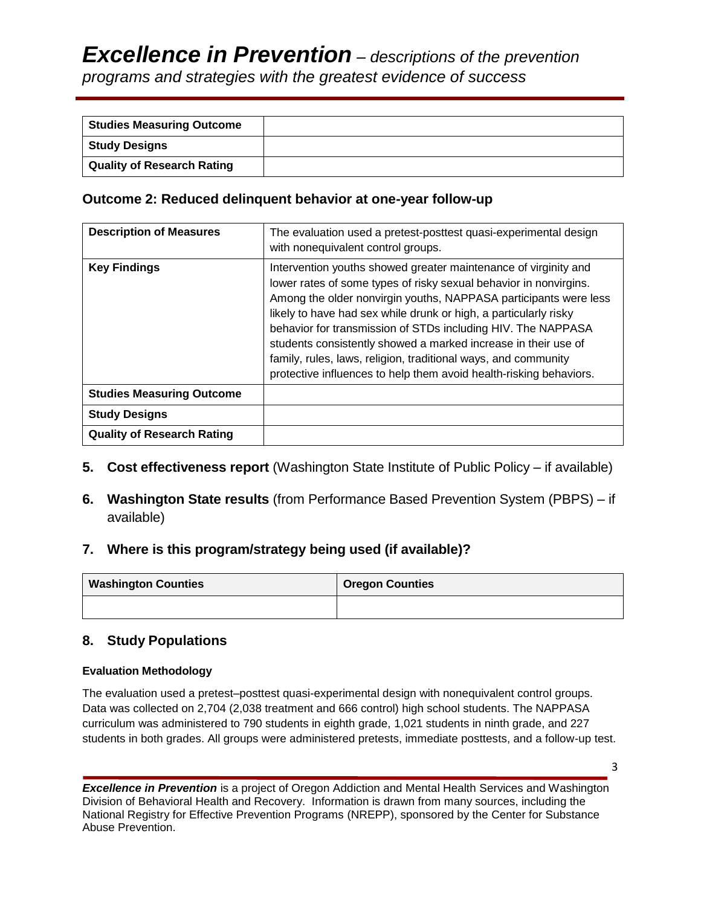| | |
|---|---|
| **Studies Measuring Outcome** | |
| **Study Designs** | |
| **Quality of Research Rating** | |

### Outcome 2: Reduced delinquent behavior at one-year follow-up

| | |
|---|---|
| **Description of Measures** | The evaluation used a pretest-posttest quasi-experimental design with nonequivalent control groups. |
| **Key Findings** | Intervention youths showed greater maintenance of virginity and lower rates of some types of risky sexual behavior in nonvirgins. Among the older nonvirgin youths, NAPPASA participants were less likely to have had sex while drunk or high, a particularly risky behavior for transmission of STDs including HIV. The NAPPASA students consistently showed a marked increase in their use of family, rules, laws, religion, traditional ways, and community protective influences to help them avoid health-risking behaviors. |
| **Studies Measuring Outcome** | |
| **Study Designs** | |
| **Quality of Research Rating** | |

5. **Cost effectiveness report** (Washington State Institute of Public Policy – if available)

6. **Washington State results** (from Performance Based Prevention System (PBPS) – if available)

## 7. Where is this program/strategy being used (if available)?

| Washington Counties | Oregon Counties |
|---|---|
| | |

## 8. Study Populations

#### Evaluation Methodology

The evaluation used a pretest–posttest quasi-experimental design with nonequivalent control groups. Data was collected on 2,704 (2,038 treatment and 666 control) high school students. The NAPPASA curriculum was administered to 790 students in eighth grade, 1,021 students in ninth grade, and 227 students in both grades. All groups were administered pretests, immediate posttests, and a follow-up test.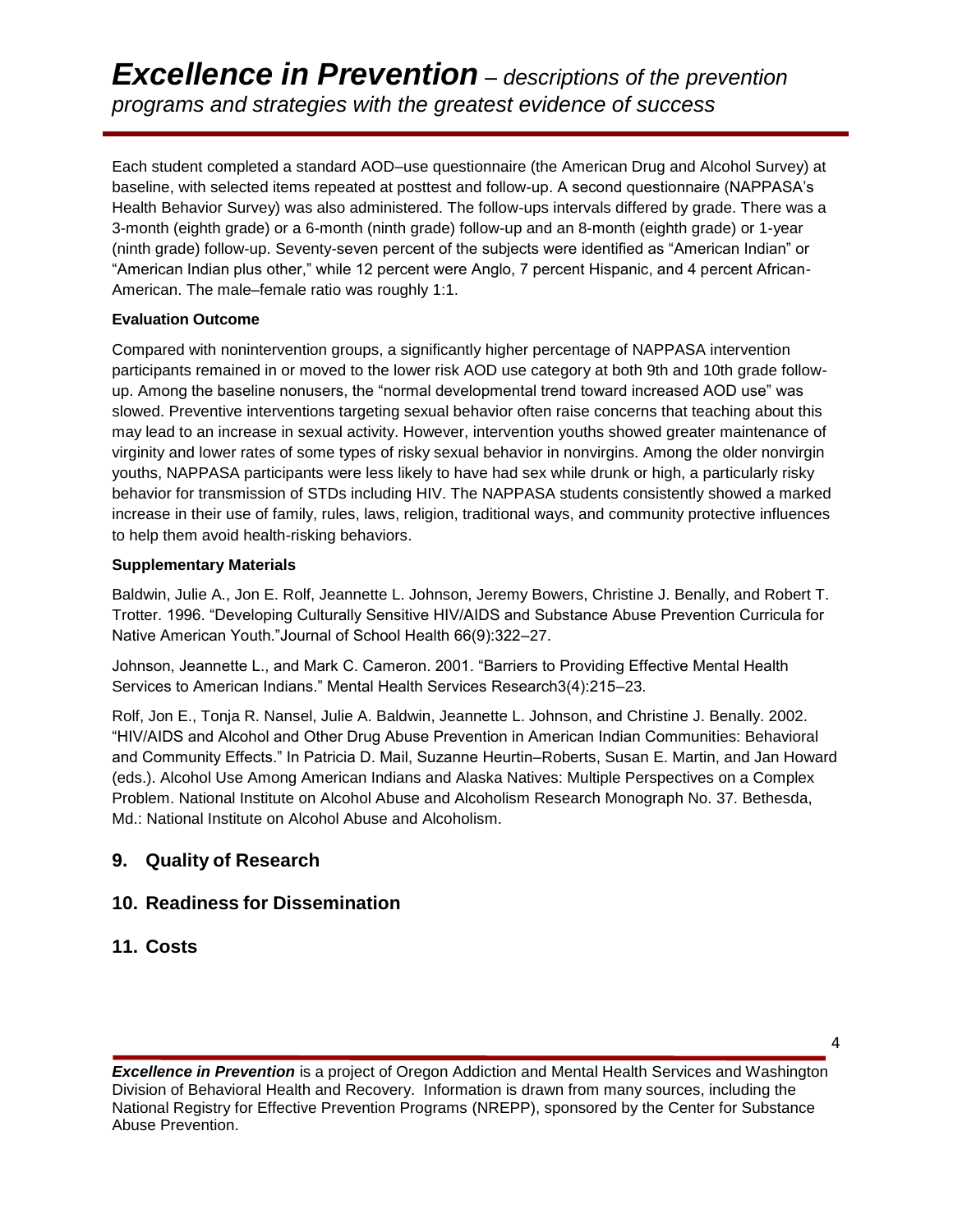Each student completed a standard AOD–use questionnaire (the American Drug and Alcohol Survey) at baseline, with selected items repeated at posttest and follow-up. A second questionnaire (NAPPASA's Health Behavior Survey) was also administered. The follow-ups intervals differed by grade. There was a 3-month (eighth grade) or a 6-month (ninth grade) follow-up and an 8-month (eighth grade) or 1-year (ninth grade) follow-up. Seventy-seven percent of the subjects were identified as "American Indian" or "American Indian plus other," while 12 percent were Anglo, 7 percent Hispanic, and 4 percent African-American. The male–female ratio was roughly 1:1.

**Evaluation Outcome**

Compared with nonintervention groups, a significantly higher percentage of NAPPASA intervention participants remained in or moved to the lower risk AOD use category at both 9th and 10th grade follow-up. Among the baseline nonusers, the "normal developmental trend toward increased AOD use" was slowed. Preventive interventions targeting sexual behavior often raise concerns that teaching about this may lead to an increase in sexual activity. However, intervention youths showed greater maintenance of virginity and lower rates of some types of risky sexual behavior in nonvirgins. Among the older nonvirgin youths, NAPPASA participants were less likely to have had sex while drunk or high, a particularly risky behavior for transmission of STDs including HIV. The NAPPASA students consistently showed a marked increase in their use of family, rules, laws, religion, traditional ways, and community protective influences to help them avoid health-risking behaviors.

**Supplementary Materials**

Baldwin, Julie A., Jon E. Rolf, Jeannette L. Johnson, Jeremy Bowers, Christine J. Benally, and Robert T. Trotter. 1996. "Developing Culturally Sensitive HIV/AIDS and Substance Abuse Prevention Curricula for Native American Youth."Journal of School Health 66(9):322–27.

Johnson, Jeannette L., and Mark C. Cameron. 2001. "Barriers to Providing Effective Mental Health Services to American Indians." Mental Health Services Research3(4):215–23.

Rolf, Jon E., Tonja R. Nansel, Julie A. Baldwin, Jeannette L. Johnson, and Christine J. Benally. 2002. "HIV/AIDS and Alcohol and Other Drug Abuse Prevention in American Indian Communities: Behavioral and Community Effects." In Patricia D. Mail, Suzanne Heurtin–Roberts, Susan E. Martin, and Jan Howard (eds.). Alcohol Use Among American Indians and Alaska Natives: Multiple Perspectives on a Complex Problem. National Institute on Alcohol Abuse and Alcoholism Research Monograph No. 37. Bethesda, Md.: National Institute on Alcohol Abuse and Alcoholism.

## 9. Quality of Research

## 10. Readiness for Dissemination

## 11. Costs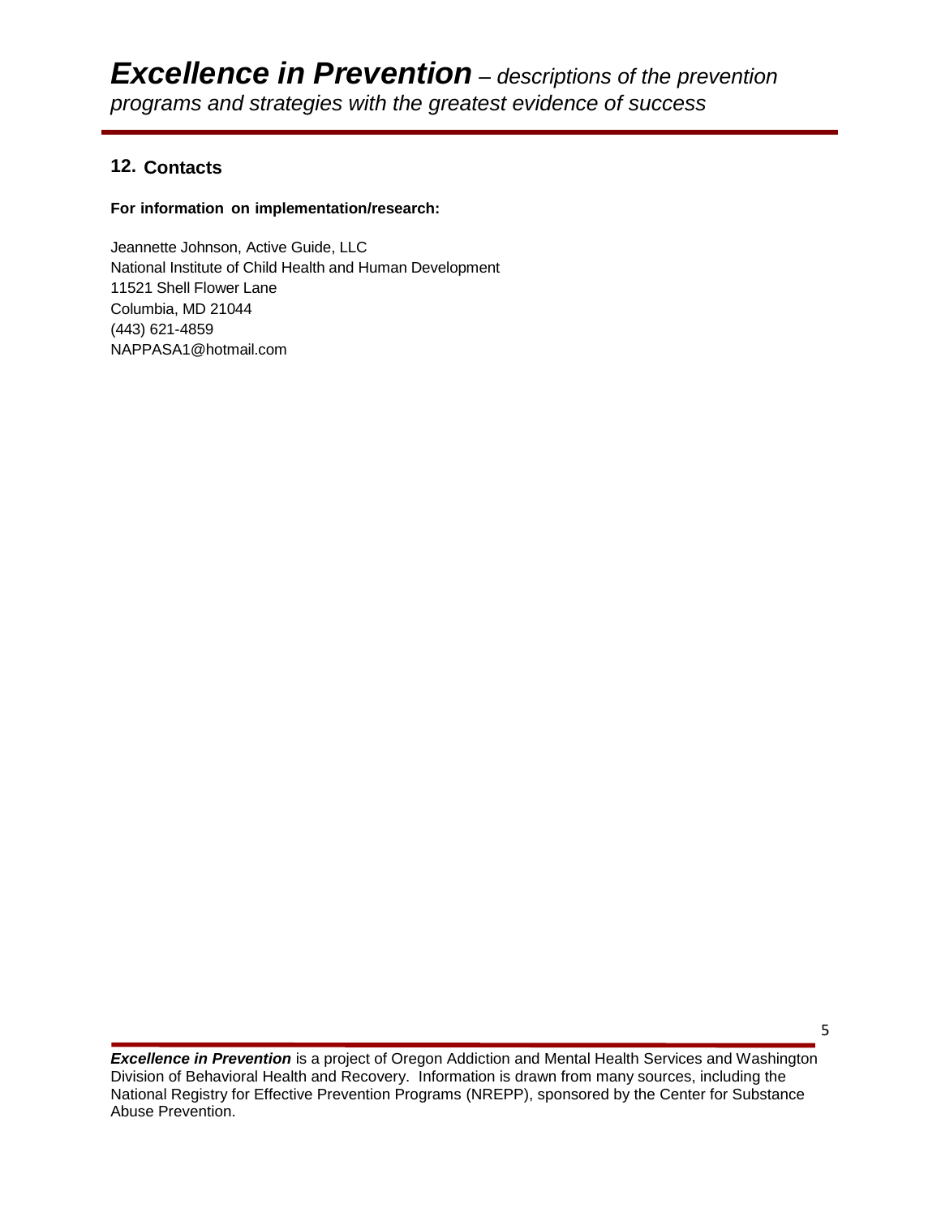## 12. Contacts

**For information on implementation/research:**

Jeannette Johnson, Active Guide, LLC
National Institute of Child Health and Human Development
11521 Shell Flower Lane
Columbia, MD 21044
(443) 621-4859
NAPPASA1@hotmail.com